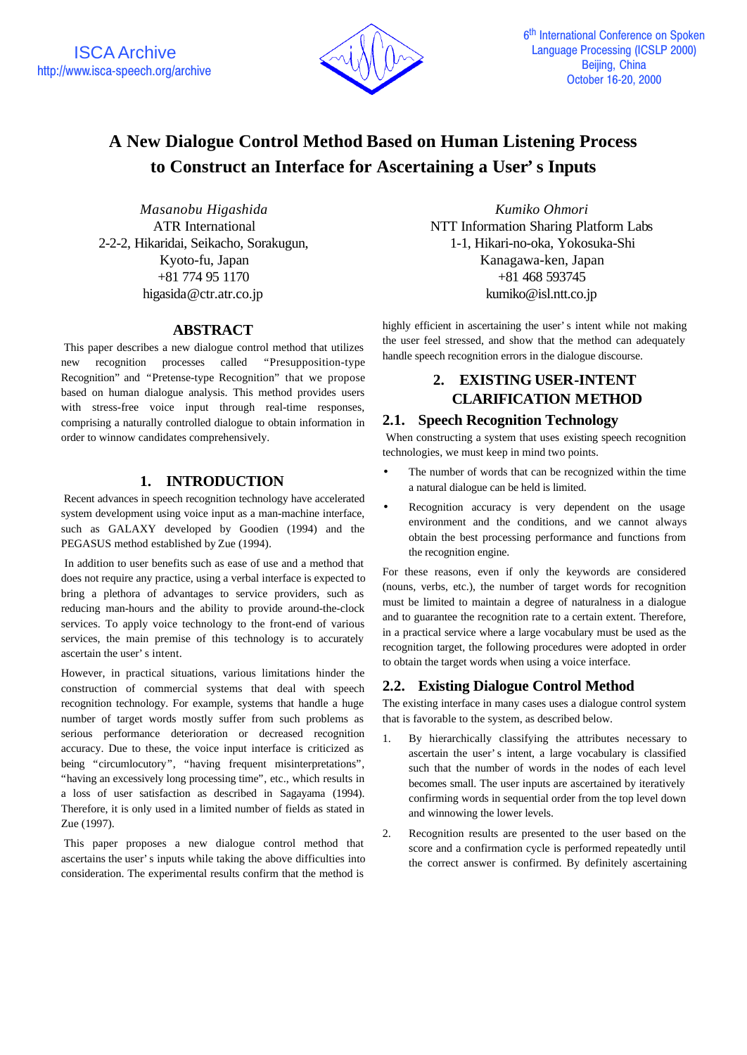# A New Dialogue Control Method Based on Human Listening Process to Construct an Interface for Ascertaining a User's Inputs

*Masanobu Higashida*
ATR International
2-2-2, Hikaridai, Seikacho, Sorakugun,
Kyoto-fu, Japan
+81 774 95 1170
higasida@ctr.atr.co.jp

*Kumiko Ohmori*
NTT Information Sharing Platform Labs
1-1, Hikari-no-oka, Yokosuka-Shi
Kanagawa-ken, Japan
+81 468 593745
kumiko@isl.ntt.co.jp

## ABSTRACT

This paper describes a new dialogue control method that utilizes new recognition processes called "Presupposition-type Recognition" and "Pretense-type Recognition" that we propose based on human dialogue analysis. This method provides users with stress-free voice input through real-time responses, comprising a naturally controlled dialogue to obtain information in order to winnow candidates comprehensively.

## 1. INTRODUCTION

Recent advances in speech recognition technology have accelerated system development using voice input as a man-machine interface, such as GALAXY developed by Goodien (1994) and the PEGASUS method established by Zue (1994).

In addition to user benefits such as ease of use and a method that does not require any practice, using a verbal interface is expected to bring a plethora of advantages to service providers, such as reducing man-hours and the ability to provide around-the-clock services. To apply voice technology to the front-end of various services, the main premise of this technology is to accurately ascertain the user's intent.

However, in practical situations, various limitations hinder the construction of commercial systems that deal with speech recognition technology. For example, systems that handle a huge number of target words mostly suffer from such problems as serious performance deterioration or decreased recognition accuracy. Due to these, the voice input interface is criticized as being "circumlocutory", "having frequent misinterpretations", "having an excessively long processing time", etc., which results in a loss of user satisfaction as described in Sagayama (1994). Therefore, it is only used in a limited number of fields as stated in Zue (1997).

This paper proposes a new dialogue control method that ascertains the user's inputs while taking the above difficulties into consideration. The experimental results confirm that the method is highly efficient in ascertaining the user's intent while not making the user feel stressed, and show that the method can adequately handle speech recognition errors in the dialogue discourse.

## 2. EXISTING USER-INTENT CLARIFICATION METHOD

### 2.1. Speech Recognition Technology

When constructing a system that uses existing speech recognition technologies, we must keep in mind two points.

- The number of words that can be recognized within the time a natural dialogue can be held is limited.
- Recognition accuracy is very dependent on the usage environment and the conditions, and we cannot always obtain the best processing performance and functions from the recognition engine.

For these reasons, even if only the keywords are considered (nouns, verbs, etc.), the number of target words for recognition must be limited to maintain a degree of naturalness in a dialogue and to guarantee the recognition rate to a certain extent. Therefore, in a practical service where a large vocabulary must be used as the recognition target, the following procedures were adopted in order to obtain the target words when using a voice interface.

### 2.2. Existing Dialogue Control Method

The existing interface in many cases uses a dialogue control system that is favorable to the system, as described below.

1. By hierarchically classifying the attributes necessary to ascertain the user's intent, a large vocabulary is classified such that the number of words in the nodes of each level becomes small. The user inputs are ascertained by iteratively confirming words in sequential order from the top level down and winnowing the lower levels.
2. Recognition results are presented to the user based on the score and a confirmation cycle is performed repeatedly until the correct answer is confirmed. By definitely ascertaining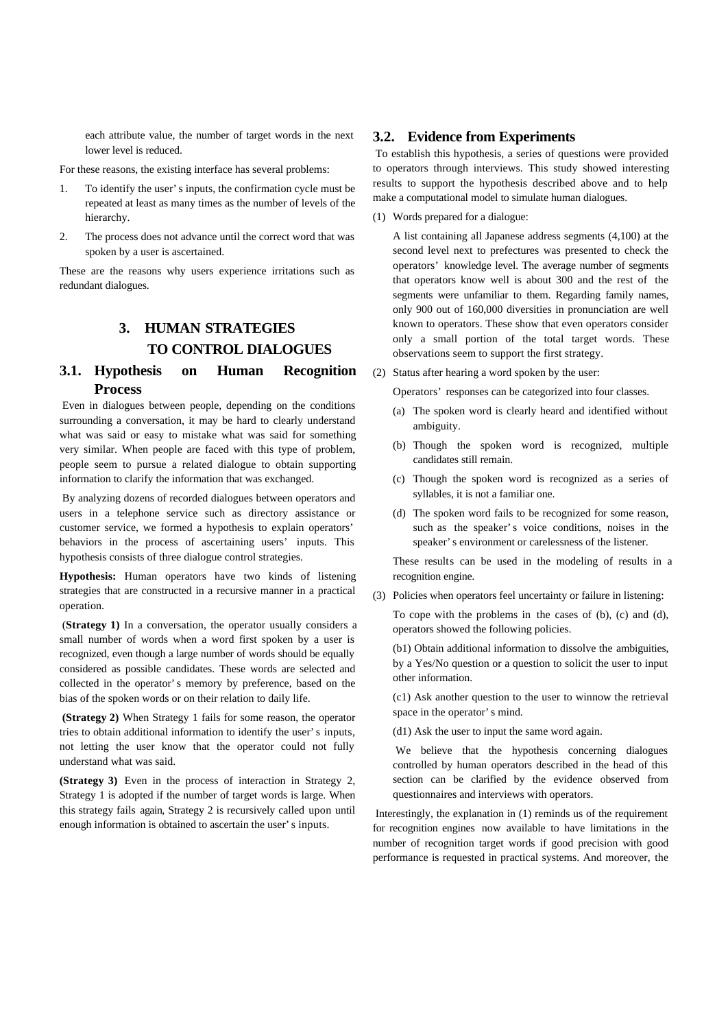each attribute value, the number of target words in the next lower level is reduced.

For these reasons, the existing interface has several problems:

1. To identify the user's inputs, the confirmation cycle must be repeated at least as many times as the number of levels of the hierarchy.
2. The process does not advance until the correct word that was spoken by a user is ascertained.

These are the reasons why users experience irritations such as redundant dialogues.

# 3. HUMAN STRATEGIES TO CONTROL DIALOGUES

## 3.1. Hypothesis on Human Recognition Process

Even in dialogues between people, depending on the conditions surrounding a conversation, it may be hard to clearly understand what was said or easy to mistake what was said for something very similar. When people are faced with this type of problem, people seem to pursue a related dialogue to obtain supporting information to clarify the information that was exchanged.

By analyzing dozens of recorded dialogues between operators and users in a telephone service such as directory assistance or customer service, we formed a hypothesis to explain operators' behaviors in the process of ascertaining users' inputs. This hypothesis consists of three dialogue control strategies.

**Hypothesis:** Human operators have two kinds of listening strategies that are constructed in a recursive manner in a practical operation.

(**Strategy 1)** In a conversation, the operator usually considers a small number of words when a word first spoken by a user is recognized, even though a large number of words should be equally considered as possible candidates. These words are selected and collected in the operator's memory by preference, based on the bias of the spoken words or on their relation to daily life.

**(Strategy 2)** When Strategy 1 fails for some reason, the operator tries to obtain additional information to identify the user's inputs, not letting the user know that the operator could not fully understand what was said.

**(Strategy 3)** Even in the process of interaction in Strategy 2, Strategy 1 is adopted if the number of target words is large. When this strategy fails again, Strategy 2 is recursively called upon until enough information is obtained to ascertain the user's inputs.

## 3.2. Evidence from Experiments

To establish this hypothesis, a series of questions were provided to operators through interviews. This study showed interesting results to support the hypothesis described above and to help make a computational model to simulate human dialogues.

(1) Words prepared for a dialogue:

A list containing all Japanese address segments (4,100) at the second level next to prefectures was presented to check the operators' knowledge level. The average number of segments that operators know well is about 300 and the rest of the segments were unfamiliar to them. Regarding family names, only 900 out of 160,000 diversities in pronunciation are well known to operators. These show that even operators consider only a small portion of the total target words. These observations seem to support the first strategy.

(2) Status after hearing a word spoken by the user:

Operators' responses can be categorized into four classes.

(a) The spoken word is clearly heard and identified without ambiguity.

(b) Though the spoken word is recognized, multiple candidates still remain.

(c) Though the spoken word is recognized as a series of syllables, it is not a familiar one.

(d) The spoken word fails to be recognized for some reason, such as the speaker's voice conditions, noises in the speaker's environment or carelessness of the listener.

These results can be used in the modeling of results in a recognition engine.

(3) Policies when operators feel uncertainty or failure in listening:

To cope with the problems in the cases of (b), (c) and (d), operators showed the following policies.

(b1) Obtain additional information to dissolve the ambiguities, by a Yes/No question or a question to solicit the user to input other information.

(c1) Ask another question to the user to winnow the retrieval space in the operator's mind.

(d1) Ask the user to input the same word again.

We believe that the hypothesis concerning dialogues controlled by human operators described in the head of this section can be clarified by the evidence observed from questionnaires and interviews with operators.

Interestingly, the explanation in (1) reminds us of the requirement for recognition engines now available to have limitations in the number of recognition target words if good precision with good performance is requested in practical systems. And moreover, the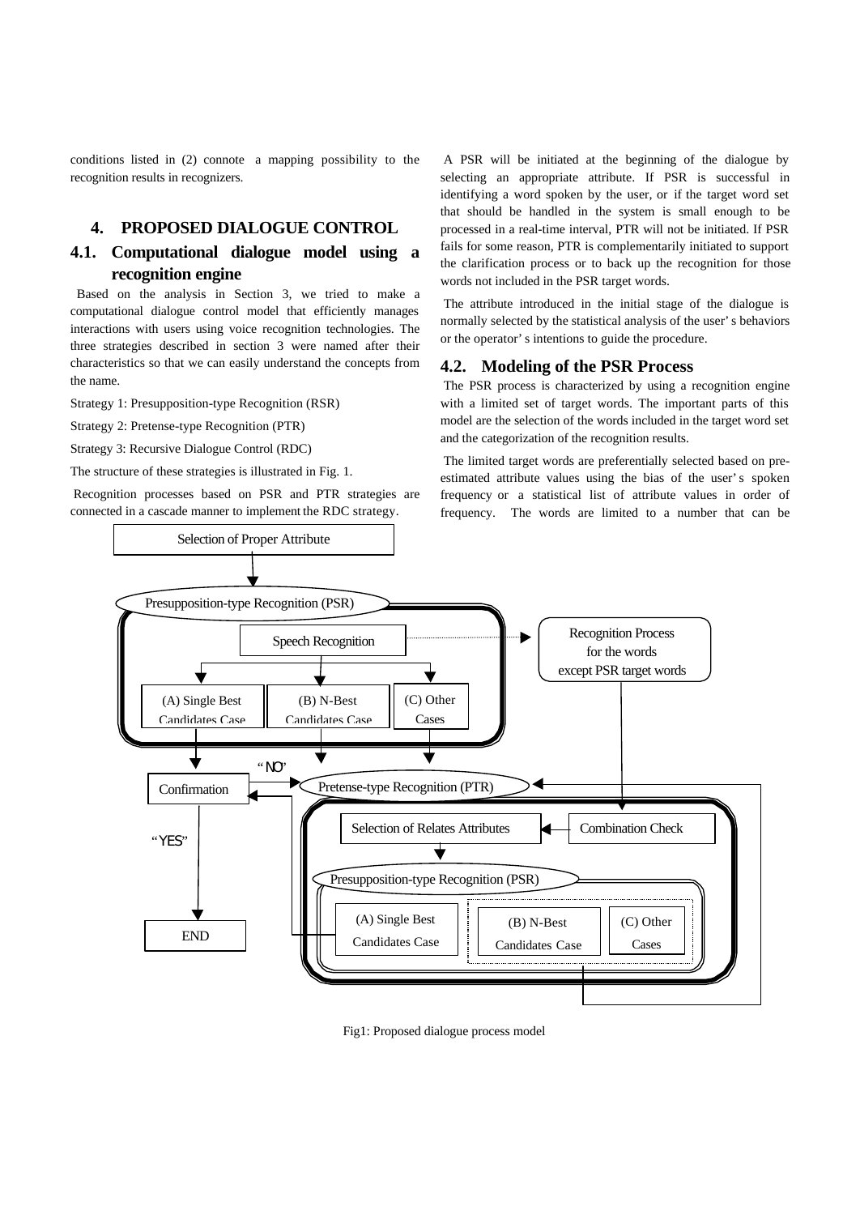conditions listed in (2) connote a mapping possibility to the recognition results in recognizers.

## 4. PROPOSED DIALOGUE CONTROL

### 4.1. Computational dialogue model using a recognition engine

Based on the analysis in Section 3, we tried to make a computational dialogue control model that efficiently manages interactions with users using voice recognition technologies. The three strategies described in section 3 were named after their characteristics so that we can easily understand the concepts from the name.

Strategy 1: Presupposition-type Recognition (RSR)

Strategy 2: Pretense-type Recognition (PTR)

Strategy 3: Recursive Dialogue Control (RDC)

The structure of these strategies is illustrated in Fig. 1.

Recognition processes based on PSR and PTR strategies are connected in a cascade manner to implement the RDC strategy.

A PSR will be initiated at the beginning of the dialogue by selecting an appropriate attribute. If PSR is successful in identifying a word spoken by the user, or if the target word set that should be handled in the system is small enough to be processed in a real-time interval, PTR will not be initiated. If PSR fails for some reason, PTR is complementarily initiated to support the clarification process or to back up the recognition for those words not included in the PSR target words.

The attribute introduced in the initial stage of the dialogue is normally selected by the statistical analysis of the user's behaviors or the operator's intentions to guide the procedure.

### 4.2. Modeling of the PSR Process

The PSR process is characterized by using a recognition engine with a limited set of target words. The important parts of this model are the selection of the words included in the target word set and the categorization of the recognition results.

The limited target words are preferentially selected based on pre-estimated attribute values using the bias of the user's spoken frequency or a statistical list of attribute values in order of frequency. The words are limited to a number that can be

Fig1: Proposed dialogue process model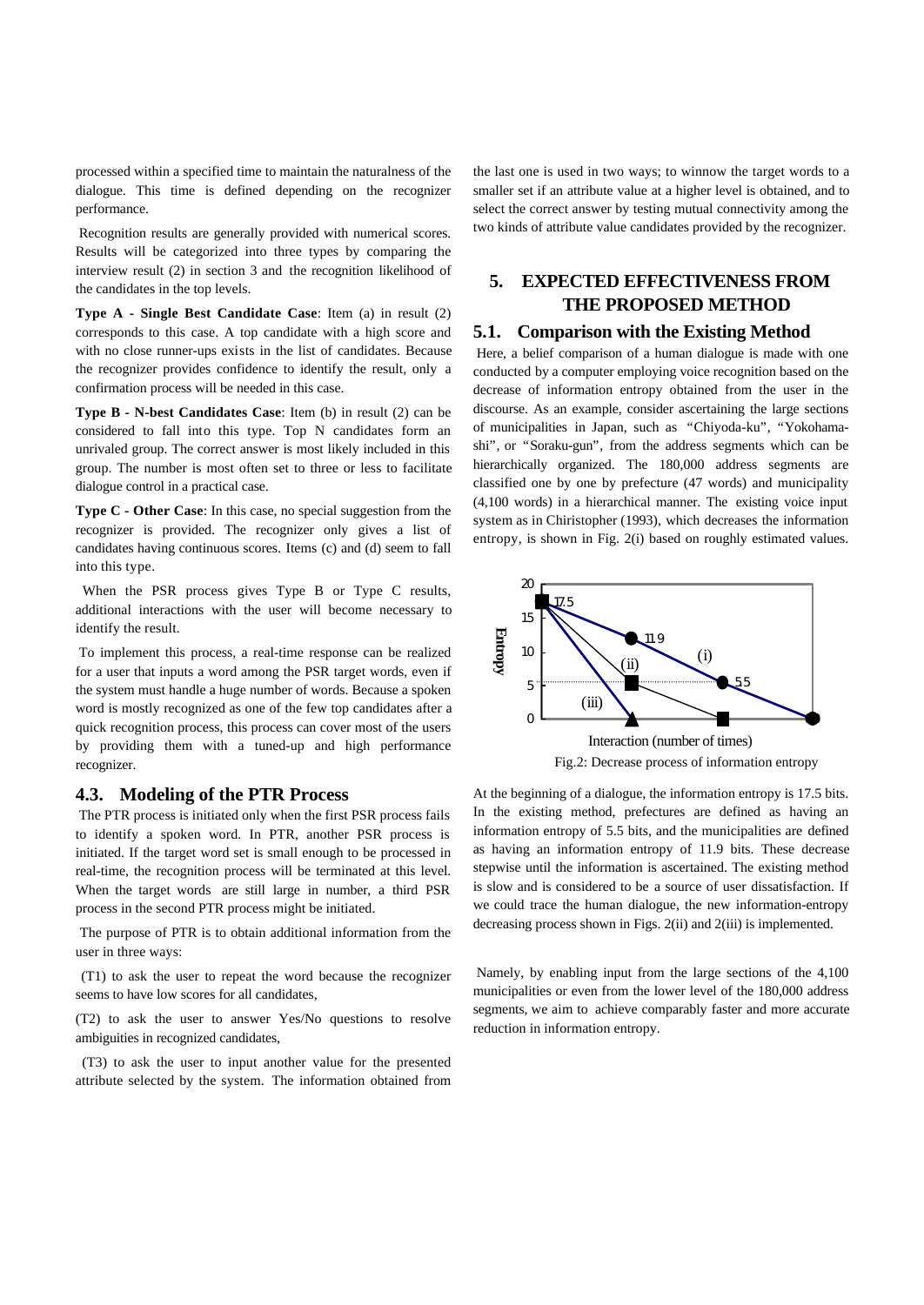processed within a specified time to maintain the naturalness of the dialogue. This time is defined depending on the recognizer performance.

Recognition results are generally provided with numerical scores. Results will be categorized into three types by comparing the interview result (2) in section 3 and the recognition likelihood of the candidates in the top levels.

**Type A - Single Best Candidate Case**: Item (a) in result (2) corresponds to this case. A top candidate with a high score and with no close runner-ups exists in the list of candidates. Because the recognizer provides confidence to identify the result, only a confirmation process will be needed in this case.

**Type B - N-best Candidates Case**: Item (b) in result (2) can be considered to fall into this type. Top N candidates form an unrivaled group. The correct answer is most likely included in this group. The number is most often set to three or less to facilitate dialogue control in a practical case.

**Type C - Other Case**: In this case, no special suggestion from the recognizer is provided. The recognizer only gives a list of candidates having continuous scores. Items (c) and (d) seem to fall into this type.

When the PSR process gives Type B or Type C results, additional interactions with the user will become necessary to identify the result.

To implement this process, a real-time response can be realized for a user that inputs a word among the PSR target words, even if the system must handle a huge number of words. Because a spoken word is mostly recognized as one of the few top candidates after a quick recognition process, this process can cover most of the users by providing them with a tuned-up and high performance recognizer.

### 4.3. Modeling of the PTR Process

The PTR process is initiated only when the first PSR process fails to identify a spoken word. In PTR, another PSR process is initiated. If the target word set is small enough to be processed in real-time, the recognition process will be terminated at this level. When the target words are still large in number, a third PSR process in the second PTR process might be initiated.

The purpose of PTR is to obtain additional information from the user in three ways:

(T1) to ask the user to repeat the word because the recognizer seems to have low scores for all candidates,

(T2) to ask the user to answer Yes/No questions to resolve ambiguities in recognized candidates,

(T3) to ask the user to input another value for the presented attribute selected by the system. The information obtained from the last one is used in two ways; to winnow the target words to a smaller set if an attribute value at a higher level is obtained, and to select the correct answer by testing mutual connectivity among the two kinds of attribute value candidates provided by the recognizer.

## 5. EXPECTED EFFECTIVENESS FROM THE PROPOSED METHOD

### 5.1. Comparison with the Existing Method

Here, a belief comparison of a human dialogue is made with one conducted by a computer employing voice recognition based on the decrease of information entropy obtained from the user in the discourse. As an example, consider ascertaining the large sections of municipalities in Japan, such as "Chiyoda-ku", "Yokohama-shi", or "Soraku-gun", from the address segments which can be hierarchically organized. The 180,000 address segments are classified one by one by prefecture (47 words) and municipality (4,100 words) in a hierarchical manner. The existing voice input system as in Chiristopher (1993), which decreases the information entropy, is shown in Fig. 2(i) based on roughly estimated values.

Fig.2: Decrease process of information entropy

At the beginning of a dialogue, the information entropy is 17.5 bits. In the existing method, prefectures are defined as having an information entropy of 5.5 bits, and the municipalities are defined as having an information entropy of 11.9 bits. These decrease stepwise until the information is ascertained. The existing method is slow and is considered to be a source of user dissatisfaction. If we could trace the human dialogue, the new information-entropy decreasing process shown in Figs. 2(ii) and 2(iii) is implemented.

Namely, by enabling input from the large sections of the 4,100 municipalities or even from the lower level of the 180,000 address segments, we aim to achieve comparably faster and more accurate reduction in information entropy.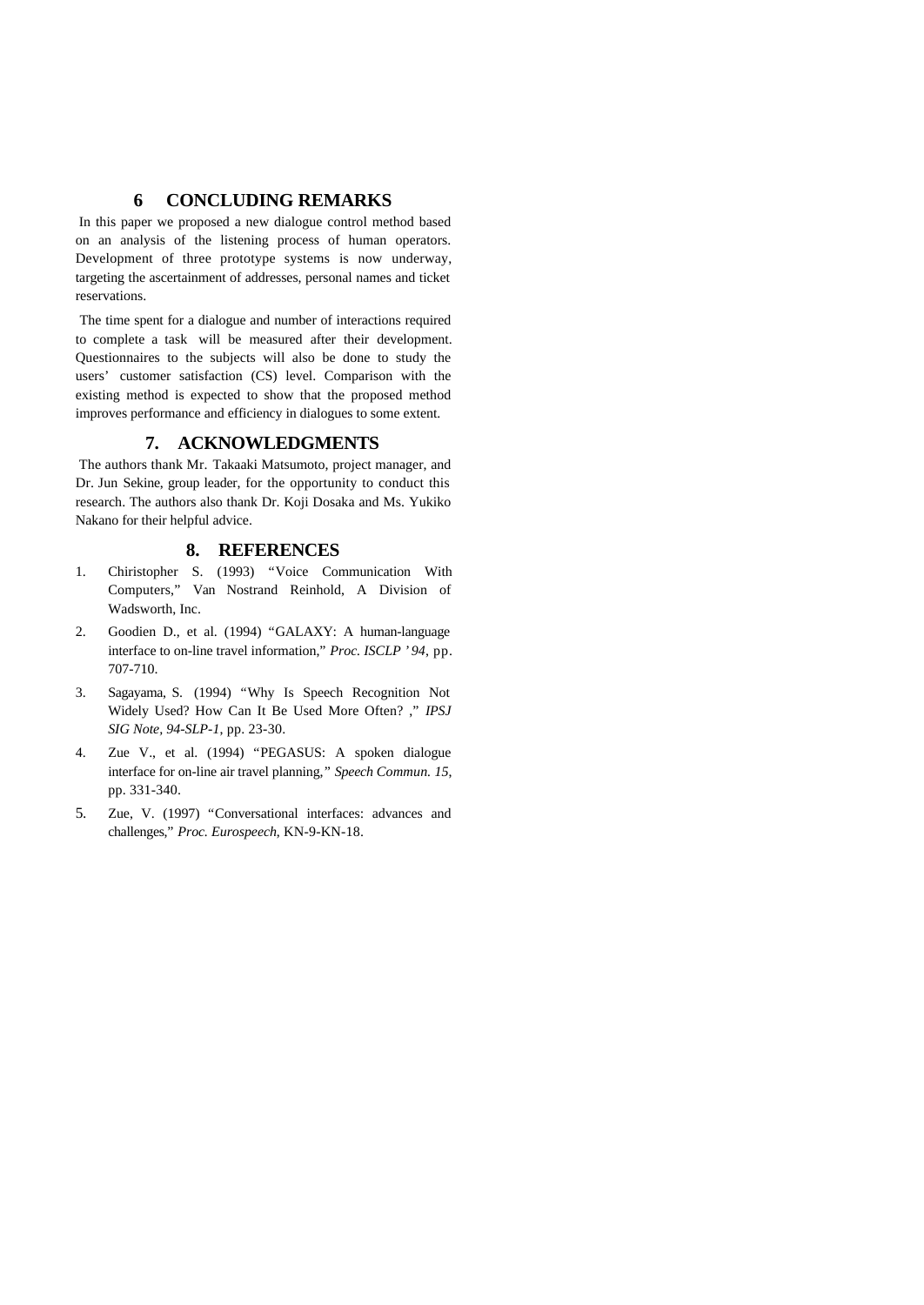## 6 CONCLUDING REMARKS

In this paper we proposed a new dialogue control method based on an analysis of the listening process of human operators. Development of three prototype systems is now underway, targeting the ascertainment of addresses, personal names and ticket reservations.

The time spent for a dialogue and number of interactions required to complete a task will be measured after their development. Questionnaires to the subjects will also be done to study the users' customer satisfaction (CS) level. Comparison with the existing method is expected to show that the proposed method improves performance and efficiency in dialogues to some extent.

## 7. ACKNOWLEDGMENTS

The authors thank Mr. Takaaki Matsumoto, project manager, and Dr. Jun Sekine, group leader, for the opportunity to conduct this research. The authors also thank Dr. Koji Dosaka and Ms. Yukiko Nakano for their helpful advice.

## 8. REFERENCES

1. Chiristopher S. (1993) "Voice Communication With Computers," Van Nostrand Reinhold, A Division of Wadsworth, Inc.
2. Goodien D., et al. (1994) "GALAXY: A human-language interface to on-line travel information," *Proc. ISCLP '94*, pp. 707-710.
3. Sagayama, S. (1994) "Why Is Speech Recognition Not Widely Used? How Can It Be Used More Often? ," *IPSJ SIG Note, 94-SLP-1*, pp. 23-30.
4. Zue V., et al. (1994) "PEGASUS: A spoken dialogue interface for on-line air travel planning," *Speech Commun. 15*, pp. 331-340.
5. Zue, V. (1997) "Conversational interfaces: advances and challenges," *Proc. Eurospeech*, KN-9-KN-18.